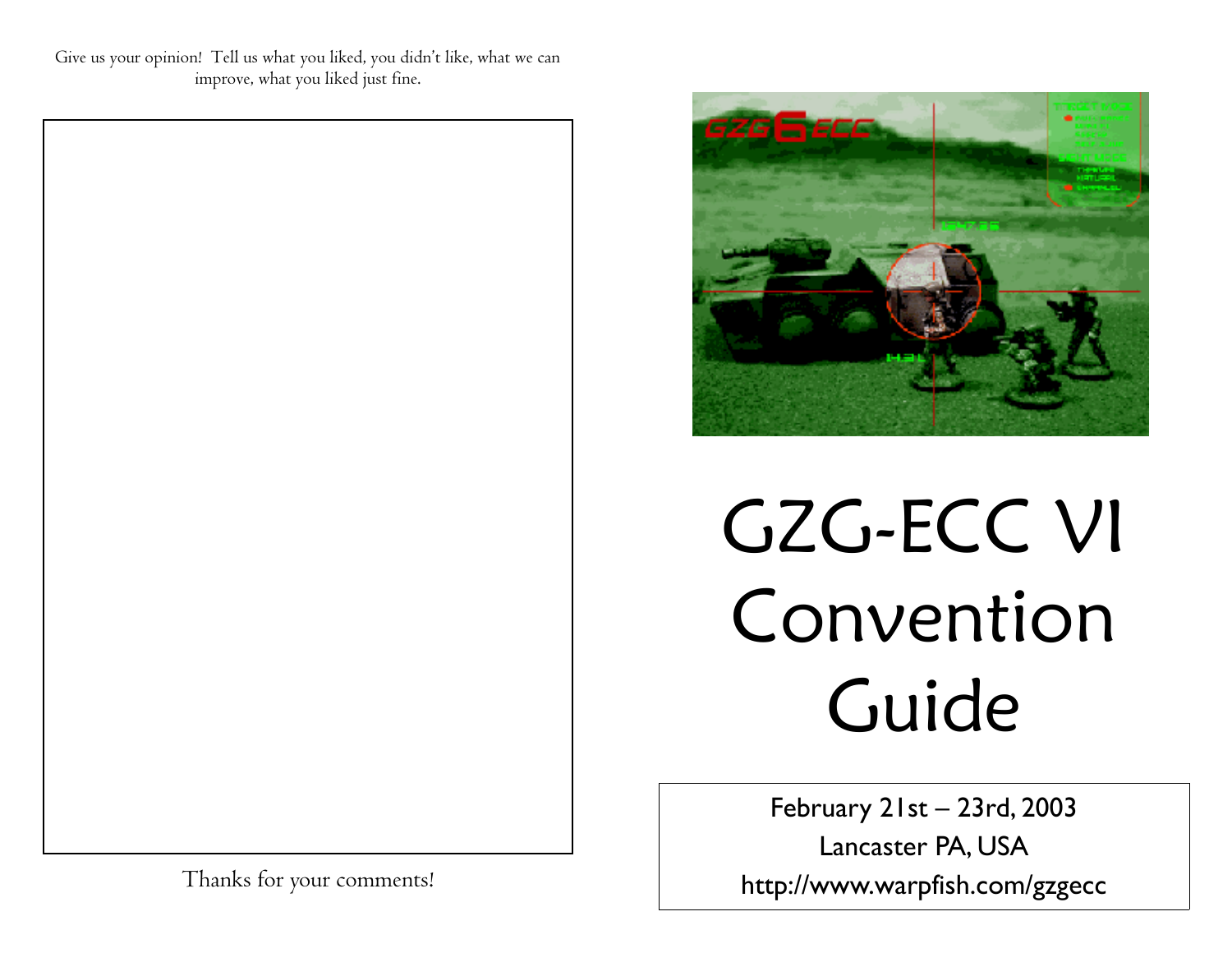Give us your opinion! Tell us what you liked, you didn't like, what we can improve, what you liked just fine.

Thanks for your comments!

# GZG-ECC VI Convention Guide

February 21st – 23rd, 2003
Lancaster PA, USA
http://www.warpfish.com/gzgecc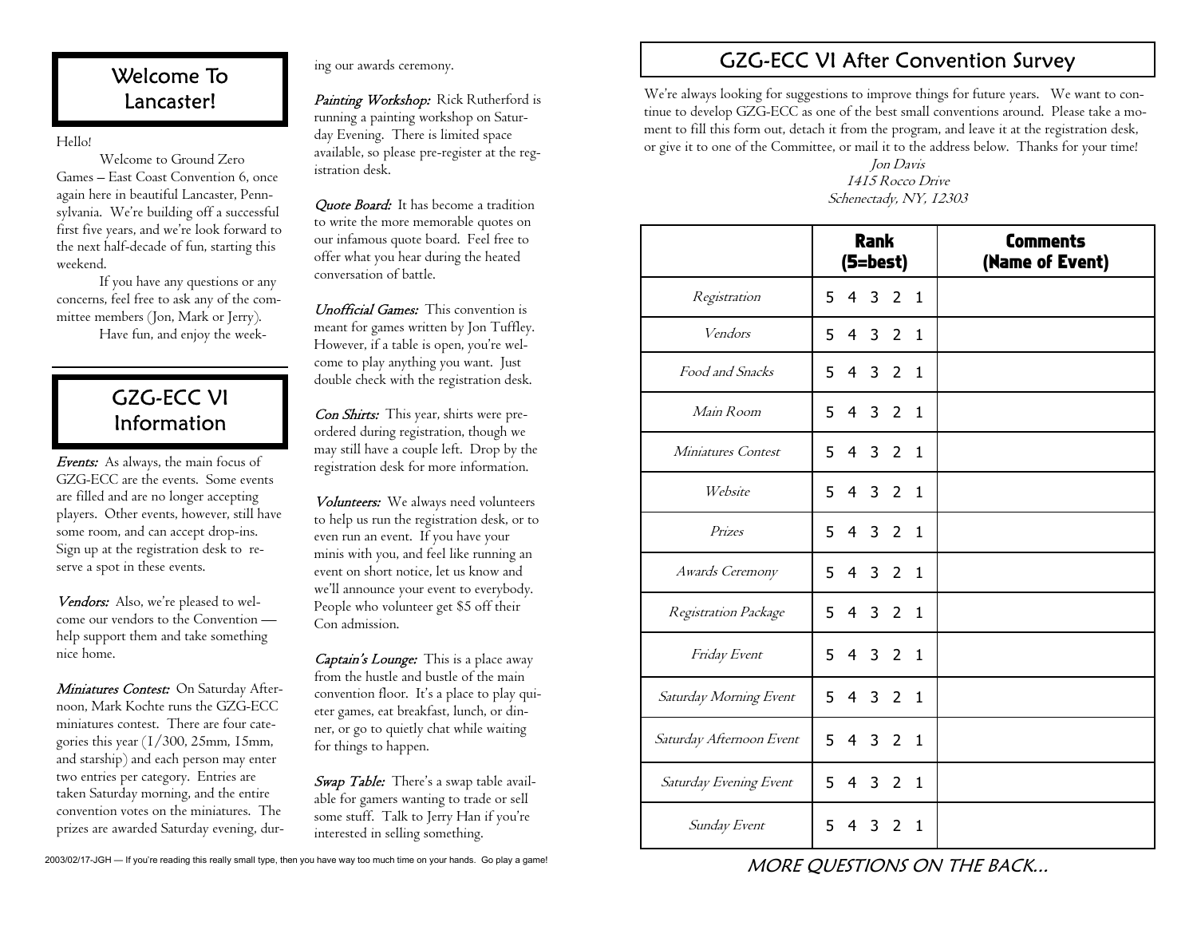## Welcome To Lancaster!

Hello!

Welcome to Ground Zero Games – East Coast Convention 6, once again here in beautiful Lancaster, Pennsylvania. We're building off a successful first five years, and we're look forward to the next half-decade of fun, starting this weekend.

If you have any questions or any concerns, feel free to ask any of the committee members (Jon, Mark or Jerry).

Have fun, and enjoy the weekend!

## GZG-ECC VI Information

*Events:* As always, the main focus of GZG-ECC are the events. Some events are filled and are no longer accepting players. Other events, however, still have some room, and can accept drop-ins. Sign up at the registration desk to reserve a spot in these events.

*Vendors:* Also, we're pleased to welcome our vendors to the Convention — help support them and take something nice home.

*Miniatures Contest:* On Saturday Afternoon, Mark Kochte runs the GZG-ECC miniatures contest. There are four categories this year (1/300, 25mm, 15mm, and starship) and each person may enter two entries per category. Entries are taken Saturday morning, and the entire convention votes on the miniatures. The prizes are awarded Saturday evening, during our awards ceremony.

*Painting Workshop:* Rick Rutherford is running a painting workshop on Saturday Evening. There is limited space available, so please pre-register at the registration desk.

*Quote Board:* It has become a tradition to write the more memorable quotes on our infamous quote board. Feel free to offer what you hear during the heated conversation of battle.

*Unofficial Games:* This convention is meant for games written by Jon Tuffley. However, if a table is open, you're welcome to play anything you want. Just double check with the registration desk.

*Con Shirts:* This year, shirts were preordered during registration, though we may still have a couple left. Drop by the registration desk for more information.

*Volunteers:* We always need volunteers to help us run the registration desk, or to even run an event. If you have your minis with you, and feel like running an event on short notice, let us know and we'll announce your event to everybody. People who volunteer get $5 off their Con admission.

*Captain's Lounge:* This is a place away from the hustle and bustle of the main convention floor. It's a place to play quieter games, eat breakfast, lunch, or dinner, or go to quietly chat while waiting for things to happen.

*Swap Table:* There's a swap table available for gamers wanting to trade or sell some stuff. Talk to Jerry Han if you're interested in selling something.

2003/02/17-JGH — If you're reading this really small type, then you have way too much time on your hands. Go play a game!

## GZG-ECC VI After Convention Survey

We're always looking for suggestions to improve things for future years. We want to continue to develop GZG-ECC as one of the best small conventions around. Please take a moment to fill this form out, detach it from the program, and leave it at the registration desk, or give it to one of the Committee, or mail it to the address below. Thanks for your time!

*Jon Davis*
*1415 Rocco Drive*
*Schenectady, NY, 12303*

| | Rank (5=best) | Comments (Name of Event) |
|---|---|---|
| *Registration* | 5 4 3 2 1 | |
| *Vendors* | 5 4 3 2 1 | |
| *Food and Snacks* | 5 4 3 2 1 | |
| *Main Room* | 5 4 3 2 1 | |
| *Miniatures Contest* | 5 4 3 2 1 | |
| *Website* | 5 4 3 2 1 | |
| *Prizes* | 5 4 3 2 1 | |
| *Awards Ceremony* | 5 4 3 2 1 | |
| *Registration Package* | 5 4 3 2 1 | |
| *Friday Event* | 5 4 3 2 1 | |
| *Saturday Morning Event* | 5 4 3 2 1 | |
| *Saturday Afternoon Event* | 5 4 3 2 1 | |
| *Saturday Evening Event* | 5 4 3 2 1 | |
| *Sunday Event* | 5 4 3 2 1 | |

MORE QUESTIONS ON THE BACK...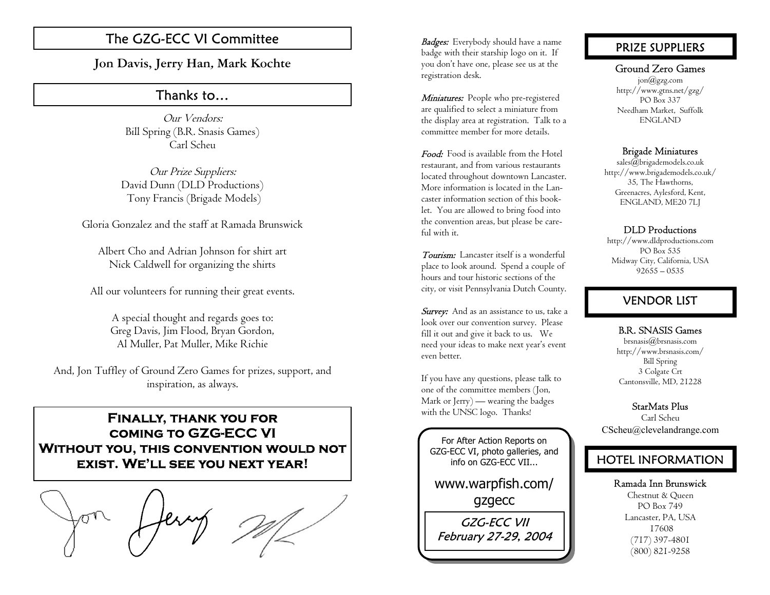## The GZG-ECC VI Committee

**Jon Davis, Jerry Han, Mark Kochte**

## Thanks to…

*Our Vendors:*
Bill Spring (B.R. Snasis Games)
Carl Scheu

*Our Prize Suppliers:*
David Dunn (DLD Productions)
Tony Francis (Brigade Models)

Gloria Gonzalez and the staff at Ramada Brunswick

Albert Cho and Adrian Johnson for shirt art
Nick Caldwell for organizing the shirts

All our volunteers for running their great events.

A special thought and regards goes to:
Greg Davis, Jim Flood, Bryan Gordon,
Al Muller, Pat Muller, Mike Richie

And, Jon Tuffley of Ground Zero Games for prizes, support, and inspiration, as always.

**Finally, thank you for coming to GZG-ECC VI**
**Without you, this convention would not exist. We'll see you next year!**

***Badges:*** Everybody should have a name badge with their starship logo on it. If you don't have one, please see us at the registration desk.

***Miniatures:*** People who pre-registered are qualified to select a miniature from the display area at registration. Talk to a committee member for more details.

***Food:*** Food is available from the Hotel restaurant, and from various restaurants located throughout downtown Lancaster. More information is located in the Lancaster information section of this booklet. You are allowed to bring food into the convention areas, but please be careful with it.

***Tourism:*** Lancaster itself is a wonderful place to look around. Spend a couple of hours and tour historic sections of the city, or visit Pennsylvania Dutch County.

***Survey:*** And as an assistance to us, take a look over our convention survey. Please fill it out and give it back to us. We need your ideas to make next year's event even better.

If you have any questions, please talk to one of the committee members (Jon, Mark or Jerry) — wearing the badges with the UNSC logo. Thanks!

For After Action Reports on GZG-ECC VI, photo galleries, and info on GZG-ECC VII...

www.warpfish.com/gzgecc

*GZG-ECC VII*
*February 27-29, 2004*

## PRIZE SUPPLIERS

**Ground Zero Games**
jon@gzg.com
http://www.gtns.net/gzg/
PO Box 337
Needham Market, Suffolk
ENGLAND

**Brigade Miniatures**
sales@brigademodels.co.uk
http://www.brigademodels.co.uk/
35, The Hawthorns,
Greenacres, Aylesford, Kent,
ENGLAND, ME20 7LJ

**DLD Productions**
http://www.dldproductions.com
PO Box 535
Midway City, California, USA
92655 – 0535

## VENDOR LIST

**B.R. SNASIS Games**
brsnasis@brsnasis.com
http://www.brsnasis.com/
Bill Spring
3 Colgate Crt
Cantonsville, MD, 21228

**StarMats Plus**
Carl Scheu
CScheu@clevelandrange.com

## HOTEL INFORMATION

**Ramada Inn Brunswick**
Chestnut & Queen
PO Box 749
Lancaster, PA, USA
17608
(717) 397-4801
(800) 821-9258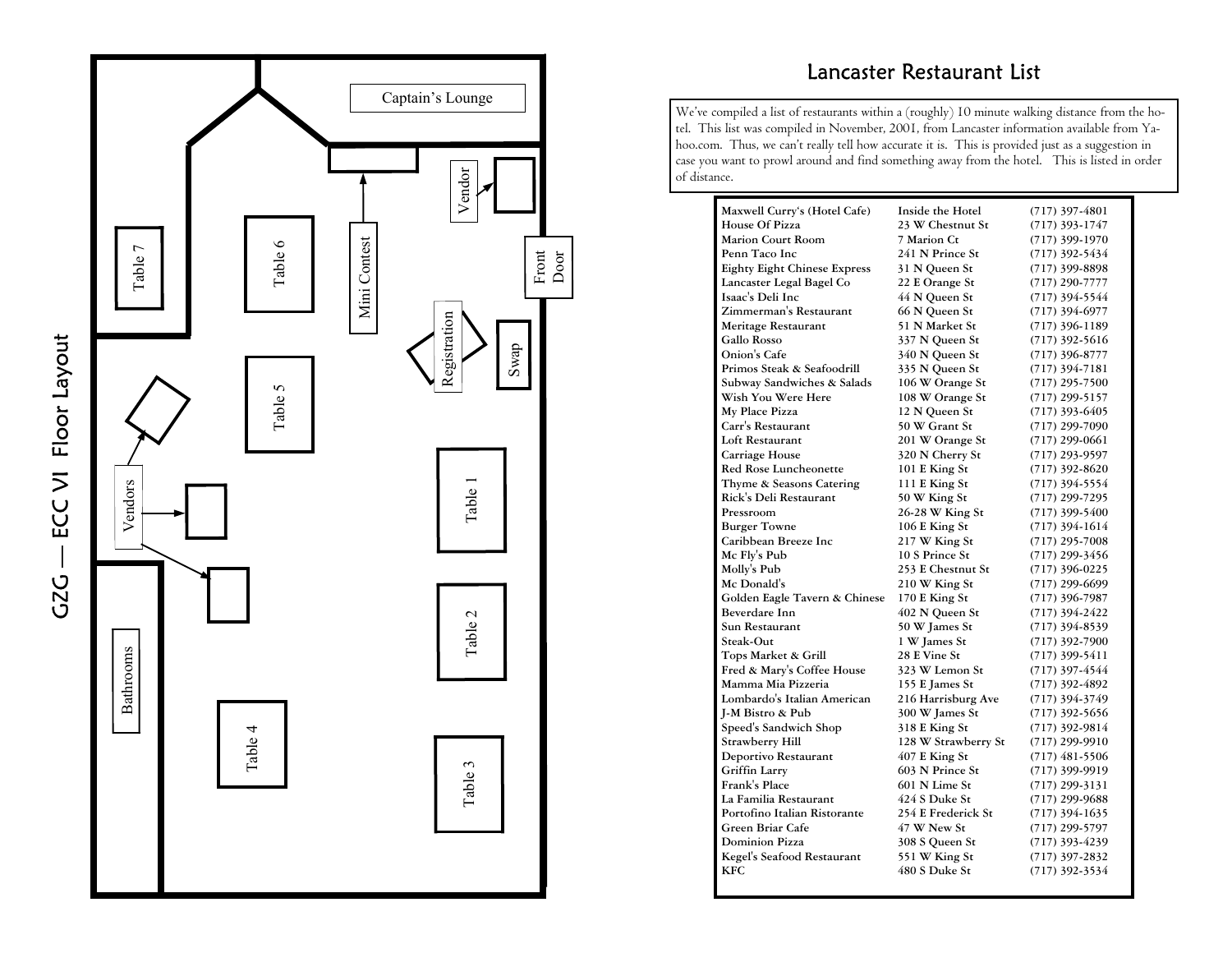# GZG — ECC VI Floor Layout

Captain's Lounge

Vendor

Front Door

Table 7

Table 6

Mini Contest

Registration

Swap

Table 5

Vendors

Table 1

Table 2

Bathrooms

Table 4

Table 3

# Lancaster Restaurant List

We've compiled a list of restaurants within a (roughly) 10 minute walking distance from the hotel. This list was compiled in November, 2001, from Lancaster information available from Yahoo.com. Thus, we can't really tell how accurate it is. This is provided just as a suggestion in case you want to prowl around and find something away from the hotel. This is listed in order of distance.

| Restaurant | Address | Phone |
|---|---|---|
| Maxwell Curry's (Hotel Cafe) | Inside the Hotel | (717) 397-4801 |
| House Of Pizza | 23 W Chestnut St | (717) 393-1747 |
| Marion Court Room | 7 Marion Ct | (717) 399-1970 |
| Penn Taco Inc | 241 N Prince St | (717) 392-5434 |
| Eighty Eight Chinese Express | 31 N Queen St | (717) 399-8898 |
| Lancaster Legal Bagel Co | 22 E Orange St | (717) 290-7777 |
| Isaac's Deli Inc | 44 N Queen St | (717) 394-5544 |
| Zimmerman's Restaurant | 66 N Queen St | (717) 394-6977 |
| Meritage Restaurant | 51 N Market St | (717) 396-1189 |
| Gallo Rosso | 337 N Queen St | (717) 392-5616 |
| Onion's Cafe | 340 N Queen St | (717) 396-8777 |
| Primos Steak & Seafoodrill | 335 N Queen St | (717) 394-7181 |
| Subway Sandwiches & Salads | 106 W Orange St | (717) 295-7500 |
| Wish You Were Here | 108 W Orange St | (717) 299-5157 |
| My Place Pizza | 12 N Queen St | (717) 393-6405 |
| Carr's Restaurant | 50 W Grant St | (717) 299-7090 |
| Loft Restaurant | 201 W Orange St | (717) 299-0661 |
| Carriage House | 320 N Cherry St | (717) 293-9597 |
| Red Rose Luncheonette | 101 E King St | (717) 392-8620 |
| Thyme & Seasons Catering | 111 E King St | (717) 394-5554 |
| Rick's Deli Restaurant | 50 W King St | (717) 299-7295 |
| Pressroom | 26-28 W King St | (717) 399-5400 |
| Burger Towne | 106 E King St | (717) 394-1614 |
| Caribbean Breeze Inc | 217 W King St | (717) 295-7008 |
| Mc Fly's Pub | 10 S Prince St | (717) 299-3456 |
| Molly's Pub | 253 E Chestnut St | (717) 396-0225 |
| Mc Donald's | 210 W King St | (717) 299-6699 |
| Golden Eagle Tavern & Chinese | 170 E King St | (717) 396-7987 |
| Beverdare Inn | 402 N Queen St | (717) 394-2422 |
| Sun Restaurant | 50 W James St | (717) 394-8539 |
| Steak-Out | 1 W James St | (717) 392-7900 |
| Tops Market & Grill | 28 E Vine St | (717) 399-5411 |
| Fred & Mary's Coffee House | 323 W Lemon St | (717) 397-4544 |
| Mamma Mia Pizzeria | 155 E James St | (717) 392-4892 |
| Lombardo's Italian American | 216 Harrisburg Ave | (717) 394-3749 |
| J-M Bistro & Pub | 300 W James St | (717) 392-5656 |
| Speed's Sandwich Shop | 318 E King St | (717) 392-9814 |
| Strawberry Hill | 128 W Strawberry St | (717) 299-9910 |
| Deportivo Restaurant | 407 E King St | (717) 481-5506 |
| Griffin Larry | 603 N Prince St | (717) 399-9919 |
| Frank's Place | 601 N Lime St | (717) 299-3131 |
| La Familia Restaurant | 424 S Duke St | (717) 299-9688 |
| Portofino Italian Ristorante | 254 E Frederick St | (717) 394-1635 |
| Green Briar Cafe | 47 W New St | (717) 299-5797 |
| Dominion Pizza | 308 S Queen St | (717) 393-4239 |
| Kegel's Seafood Restaurant | 551 W King St | (717) 397-2832 |
| KFC | 480 S Duke St | (717) 392-3534 |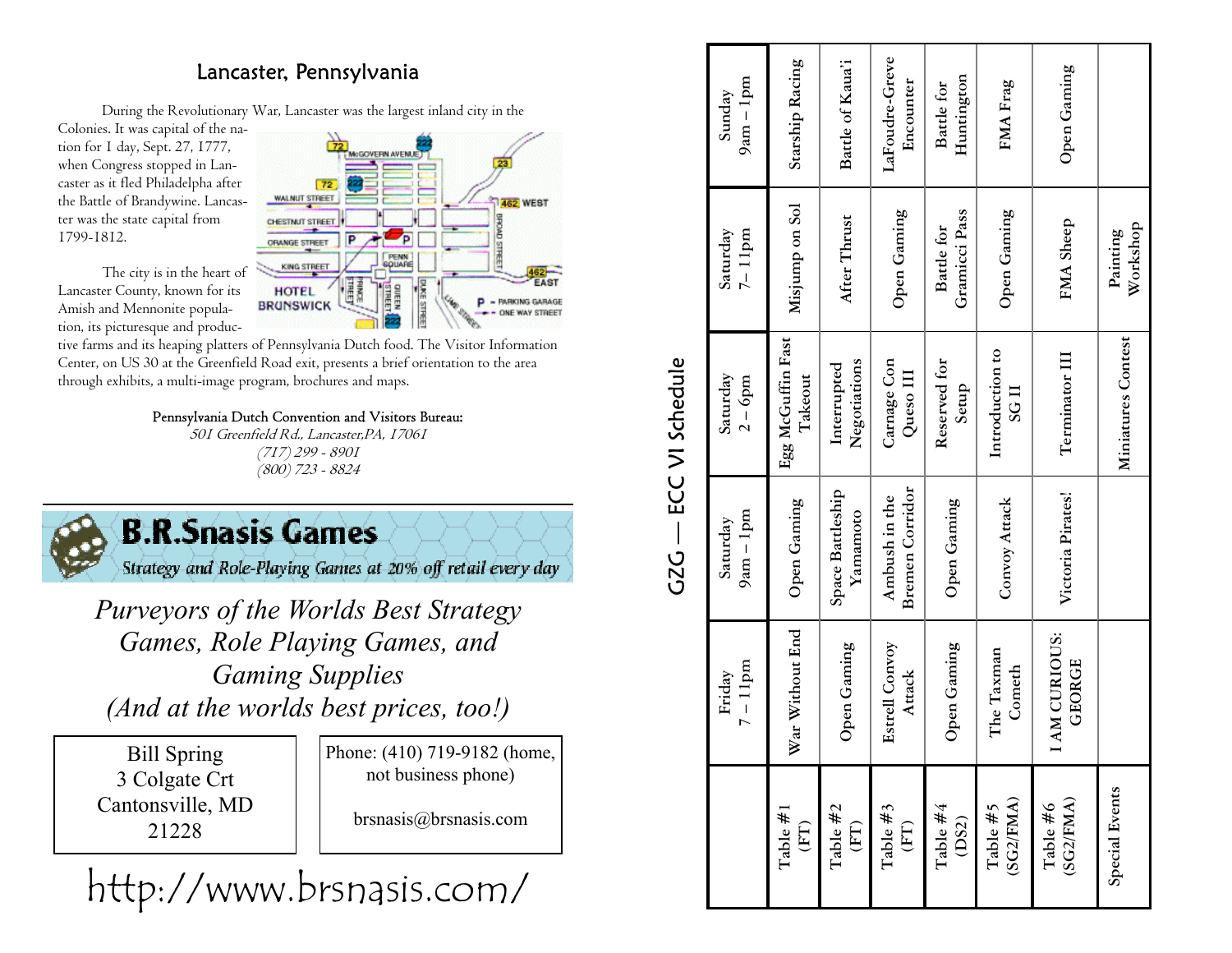## Lancaster, Pennsylvania

During the Revolutionary War, Lancaster was the largest inland city in the Colonies. It was capital of the nation for 1 day, Sept. 27, 1777, when Congress stopped in Lancaster as it fled Philadelphia after the Battle of Brandywine. Lancaster was the state capital from 1799-1812.

The city is in the heart of Lancaster County, known for its Amish and Mennonite population, its picturesque and productive farms and its heaping platters of Pennsylvania Dutch food. The Visitor Information Center, on US 30 at the Greenfield Road exit, presents a brief orientation to the area through exhibits, a multi-image program, brochures and maps.

Pennsylvania Dutch Convention and Visitors Bureau:
*501 Greenfield Rd., Lancaster,PA, 17061*
*(717) 299 - 8901*
*(800) 723 - 8824*

---

## B.R.Snasis Games

*Strategy and Role-Playing Games at 20% off retail every day*

*Purveyors of the Worlds Best Strategy Games, Role Playing Games, and Gaming Supplies (And at the worlds best prices, too!)*

Bill Spring
3 Colgate Crt
Cantonsville, MD
21228

Phone: (410) 719-9182 (home, not business phone)

brsnasis@brsnasis.com

http://www.brsnasis.com/

## GZG — ECC VI Schedule

| | Friday 7 – 11pm | Saturday 9am – 1pm | Saturday 2 – 6pm | Saturday 7– 11pm | Sunday 9am – 1pm |
|---|---|---|---|---|---|
| Table #1 (FT) | War Without End | Open Gaming | Egg McGuffin Fast Takeout | Misjump on Sol | Starship Racing |
| Table #2 (FT) | Open Gaming | Space Battleship Yamamoto | Interrupted Negotiations | After Thrust | Battle of Kaua'i |
| Table #3 (FT) | Estrell Convoy Attack | Ambush in the Bremen Corridor | Carnage Con Queso III | Open Gaming | LaFoudre-Greve Encounter |
| Table #4 (DS2) | Open Gaming | Open Gaming | Reserved for Setup | Battle for Gramicci Pass | Battle for Huntington |
| Table #5 (SG2/FMA) | The Taxman Cometh | Convoy Attack | Introduction to SG II | Open Gaming | FMA Frag |
| Table #6 (SG2/FMA) | I AM CURIOUS: GEORGE | Victoria Pirates! | Terminator III | FMA Sheep | Open Gaming |
| Special Events | | | Miniatures Contest | Painting Workshop | |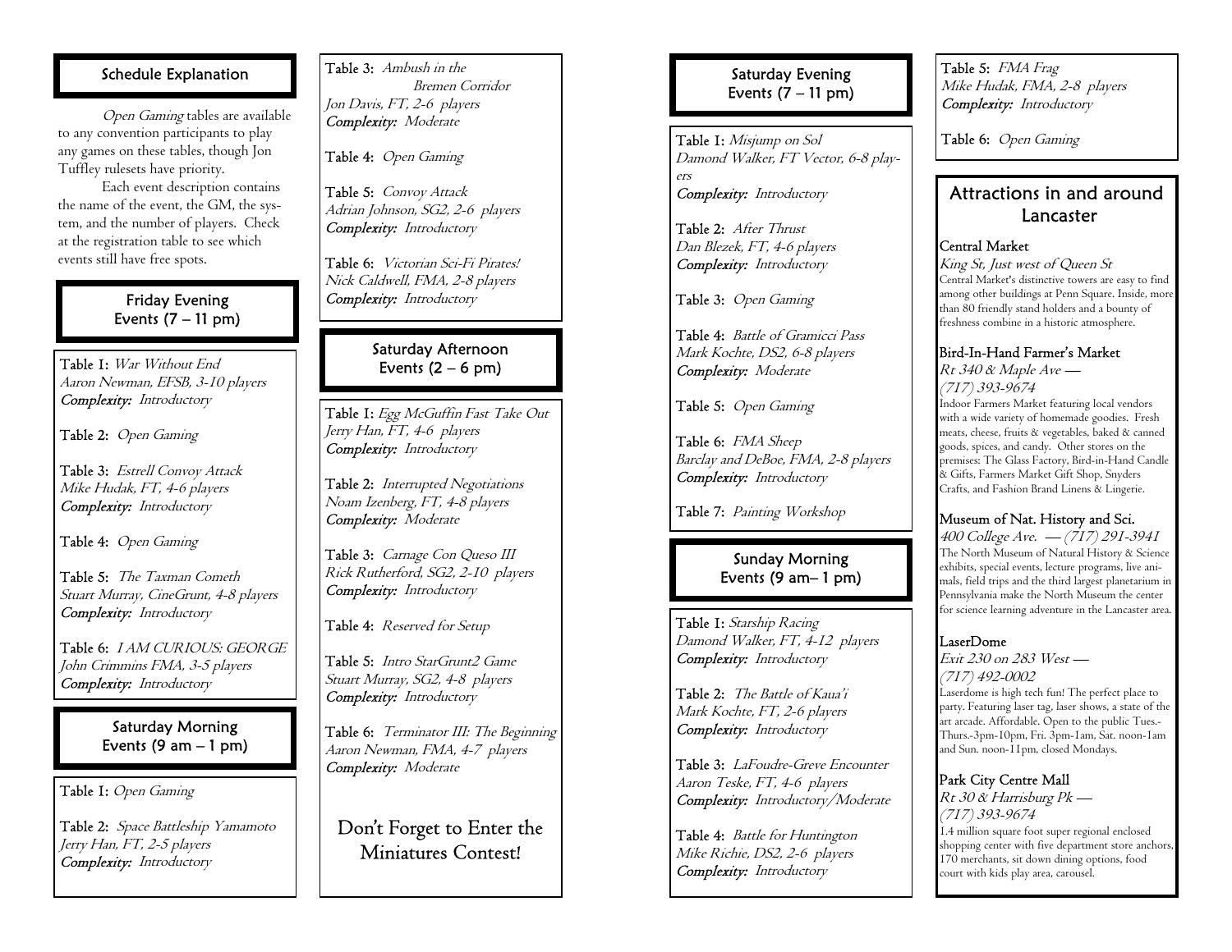## Schedule Explanation

*Open Gaming* tables are available to any convention participants to play any games on these tables, though Jon Tuffley rulesets have priority.

Each event description contains the name of the event, the GM, the system, and the number of players. Check at the registration table to see which events still have free spots.

## Friday Evening Events (7 – 11 pm)

Table 1: *War Without End*
*Aaron Newman, EFSB, 3-10 players*
***Complexity:*** *Introductory*

Table 2: *Open Gaming*

Table 3: *Estrell Convoy Attack*
*Mike Hudak, FT, 4-6 players*
***Complexity:*** *Introductory*

Table 4: *Open Gaming*

Table 5: *The Taxman Cometh*
*Stuart Murray, CineGrunt, 4-8 players*
***Complexity:*** *Introductory*

Table 6: *I AM CURIOUS: GEORGE*
*John Crimmins FMA, 3-5 players*
***Complexity:*** *Introductory*

## Saturday Morning Events (9 am – 1 pm)

Table 1: *Open Gaming*

Table 2: *Space Battleship Yamamoto*
*Jerry Han, FT, 2-5 players*
***Complexity:*** *Introductory*

Table 3: *Ambush in the Bremen Corridor*
*Jon Davis, FT, 2-6 players*
***Complexity:*** *Moderate*

Table 4: *Open Gaming*

Table 5: *Convoy Attack*
*Adrian Johnson, SG2, 2-6 players*
***Complexity:*** *Introductory*

Table 6: *Victorian Sci-Fi Pirates!*
*Nick Caldwell, FMA, 2-8 players*
***Complexity:*** *Introductory*

## Saturday Afternoon Events (2 – 6 pm)

Table 1: *Egg McGuffin Fast Take Out*
*Jerry Han, FT, 4-6 players*
***Complexity:*** *Introductory*

Table 2: *Interrupted Negotiations*
*Noam Izenberg, FT, 4-8 players*
***Complexity:*** *Moderate*

Table 3: *Carnage Con Queso III*
*Rick Rutherford, SG2, 2-10 players*
***Complexity:*** *Introductory*

Table 4: *Reserved for Setup*

Table 5: *Intro StarGrunt2 Game*
*Stuart Murray, SG2, 4-8 players*
***Complexity:*** *Introductory*

Table 6: *Terminator III: The Beginning*
*Aaron Newman, FMA, 4-7 players*
***Complexity:*** *Moderate*

Don't Forget to Enter the Miniatures Contest!

## Saturday Evening Events (7 – 11 pm)

Table 1: *Misjump on Sol*
*Damond Walker, FT Vector, 6-8 players*
***Complexity:*** *Introductory*

Table 2: *After Thrust*
*Dan Blezek, FT, 4-6 players*
***Complexity:*** *Introductory*

Table 3: *Open Gaming*

Table 4: *Battle of Gramicci Pass*
*Mark Kochte, DS2, 6-8 players*
***Complexity:*** *Moderate*

Table 5: *Open Gaming*

Table 6: *FMA Sheep*
*Barclay and DeBoe, FMA, 2-8 players*
***Complexity:*** *Introductory*

Table 7: *Painting Workshop*

## Sunday Morning Events (9 am– 1 pm)

Table 1: *Starship Racing*
*Damond Walker, FT, 4-12 players*
***Complexity:*** *Introductory*

Table 2: *The Battle of Kaua'i*
*Mark Kochte, FT, 2-6 players*
***Complexity:*** *Introductory*

Table 3: *LaFoudre-Greve Encounter*
*Aaron Teske, FT, 4-6 players*
***Complexity:*** *Introductory/Moderate*

Table 4: *Battle for Huntington*
*Mike Richie, DS2, 2-6 players*
***Complexity:*** *Introductory*

Table 5: *FMA Frag*
*Mike Hudak, FMA, 2-8 players*
***Complexity:*** *Introductory*

Table 6: *Open Gaming*

## Attractions in and around Lancaster

**Central Market**
*King St, Just west of Queen St*
Central Market's distinctive towers are easy to find among other buildings at Penn Square. Inside, more than 80 friendly stand holders and a bounty of freshness combine in a historic atmosphere.

**Bird-In-Hand Farmer's Market**
*Rt 340 & Maple Ave — (717) 393-9674*
Indoor Farmers Market featuring local vendors with a wide variety of homemade goodies. Fresh meats, cheese, fruits & vegetables, baked & canned goods, spices, and candy. Other stores on the premises: The Glass Factory, Bird-in-Hand Candle & Gifts, Farmers Market Gift Shop, Snyders Crafts, and Fashion Brand Linens & Lingerie.

**Museum of Nat. History and Sci.**
*400 College Ave. — (717) 291-3941*
The North Museum of Natural History & Science exhibits, special events, lecture programs, live animals, field trips and the third largest planetarium in Pennsylvania make the North Museum the center for science learning adventure in the Lancaster area.

**LaserDome**
*Exit 230 on 283 West — (717) 492-0002*
Laserdome is high tech fun! The perfect place to party. Featuring laser tag, laser shows, a state of the art arcade. Affordable. Open to the public Tues.-Thurs.-3pm-10pm, Fri. 3pm-1am, Sat. noon-1am and Sun. noon-11pm, closed Mondays.

**Park City Centre Mall**
*Rt 30 & Harrisburg Pk — (717) 393-9674*
1.4 million square foot super regional enclosed shopping center with five department store anchors, 170 merchants, sit down dining options, food court with kids play area, carousel.